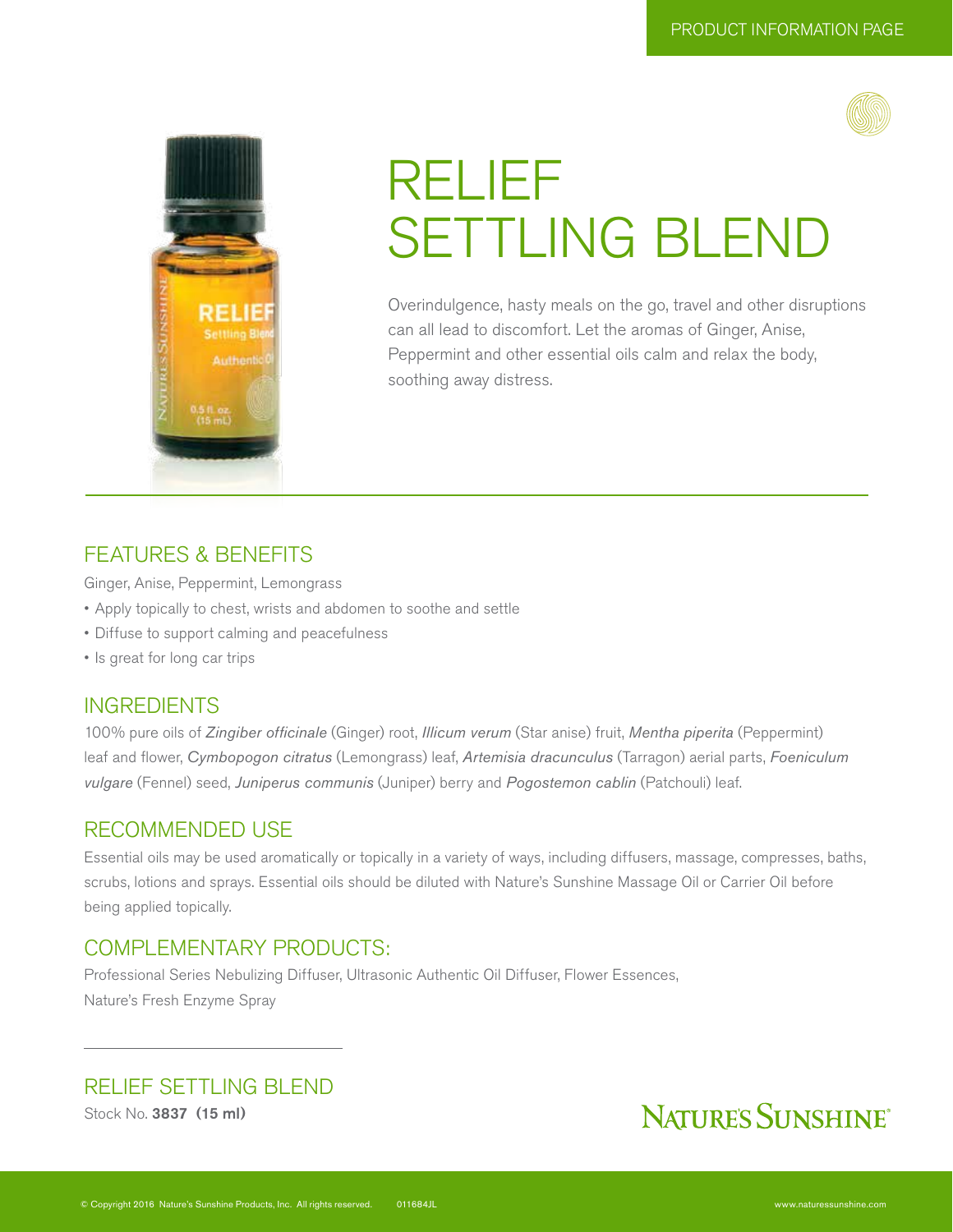PRODUCT INFORMATION PAGE

# RELIEF SETTLING BLEND

Overindulgence, hasty meals on the go, travel and other disruptions can all lead to discomfort. Let the aromas of Ginger, Anise, Peppermint and other essential oils calm and relax the body, soothing away distress.

## FEATURES & BENEFITS

Ginger, Anise, Peppermint, Lemongrass

- Apply topically to chest, wrists and abdomen to soothe and settle
- Diffuse to support calming and peacefulness
- Is great for long car trips

## INGREDIENTS

100% pure oils of *Zingiber officinale* (Ginger) root, *Illicum verum* (Star anise) fruit, *Mentha piperita* (Peppermint) leaf and flower, *Cymbopogon citratus* (Lemongrass) leaf, *Artemisia dracunculus* (Tarragon) aerial parts, *Foeniculum vulgare* (Fennel) seed, *Juniperus communis* (Juniper) berry and *Pogostemon cablin* (Patchouli) leaf.

## RECOMMENDED USE

Essential oils may be used aromatically or topically in a variety of ways, including diffusers, massage, compresses, baths, scrubs, lotions and sprays. Essential oils should be diluted with Nature's Sunshine Massage Oil or Carrier Oil before being applied topically.

## COMPLEMENTARY PRODUCTS:

Professional Series Nebulizing Diffuser, Ultrasonic Authentic Oil Diffuser, Flower Essences, Nature's Fresh Enzyme Spray

## RELIEF SETTLING BLEND

Stock No. **3837 (15 ml)**

NATURE'S SUNSHINE®

© Copyright 2016 Nature's Sunshine Products, Inc. All rights reserved. 011684JL

www.naturessunshine.com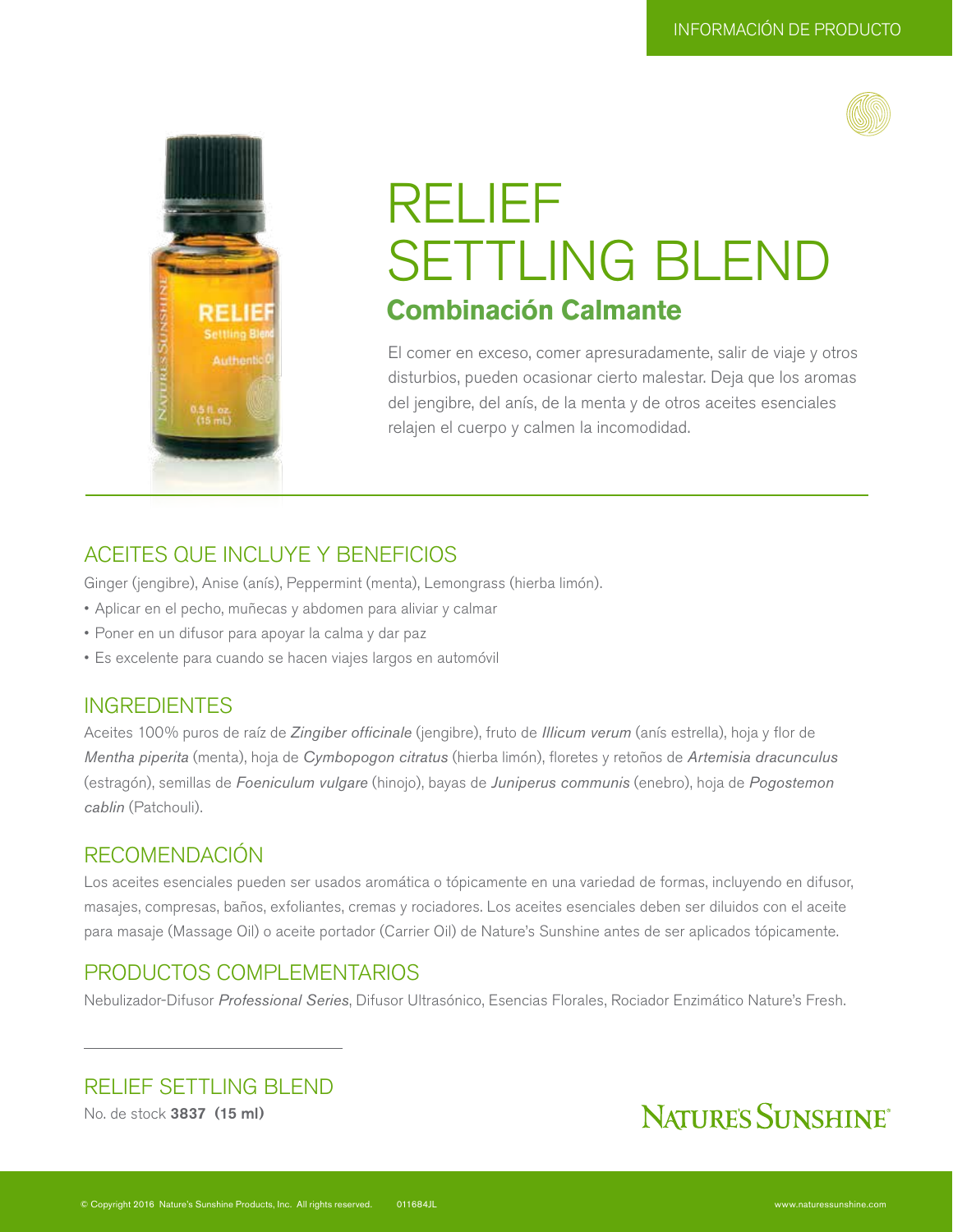INFORMACIÓN DE PRODUCTO

# RELIEF SETTLING BLEND

## Combinación Calmante

El comer en exceso, comer apresuradamente, salir de viaje y otros disturbios, pueden ocasionar cierto malestar. Deja que los aromas del jengibre, del anís, de la menta y de otros aceites esenciales relajen el cuerpo y calmen la incomodidad.

## ACEITES QUE INCLUYE Y BENEFICIOS

Ginger (jengibre), Anise (anís), Peppermint (menta), Lemongrass (hierba limón).

- Aplicar en el pecho, muñecas y abdomen para aliviar y calmar
- Poner en un difusor para apoyar la calma y dar paz
- Es excelente para cuando se hacen viajes largos en automóvil

## INGREDIENTES

Aceites 100% puros de raíz de *Zingiber officinale* (jengibre), fruto de *Illicum verum* (anís estrella), hoja y flor de *Mentha piperita* (menta), hoja de *Cymbopogon citratus* (hierba limón), floretes y retoños de *Artemisia dracunculus* (estragón), semillas de *Foeniculum vulgare* (hinojo), bayas de *Juniperus communis* (enebro), hoja de *Pogostemon cablin* (Patchouli).

## RECOMENDACIÓN

Los aceites esenciales pueden ser usados aromática o tópicamente en una variedad de formas, incluyendo en difusor, masajes, compresas, baños, exfoliantes, cremas y rociadores. Los aceites esenciales deben ser diluidos con el aceite para masaje (Massage Oil) o aceite portador (Carrier Oil) de Nature's Sunshine antes de ser aplicados tópicamente.

## PRODUCTOS COMPLEMENTARIOS

Nebulizador-Difusor *Professional Series*, Difusor Ultrasónico, Esencias Florales, Rociador Enzimático Nature's Fresh.

## RELIEF SETTLING BLEND

No. de stock **3837 (15 ml)**

NATURE'S SUNSHINE®

© Copyright 2016 Nature's Sunshine Products, Inc. All rights reserved. 011684JL www.naturessunshine.com